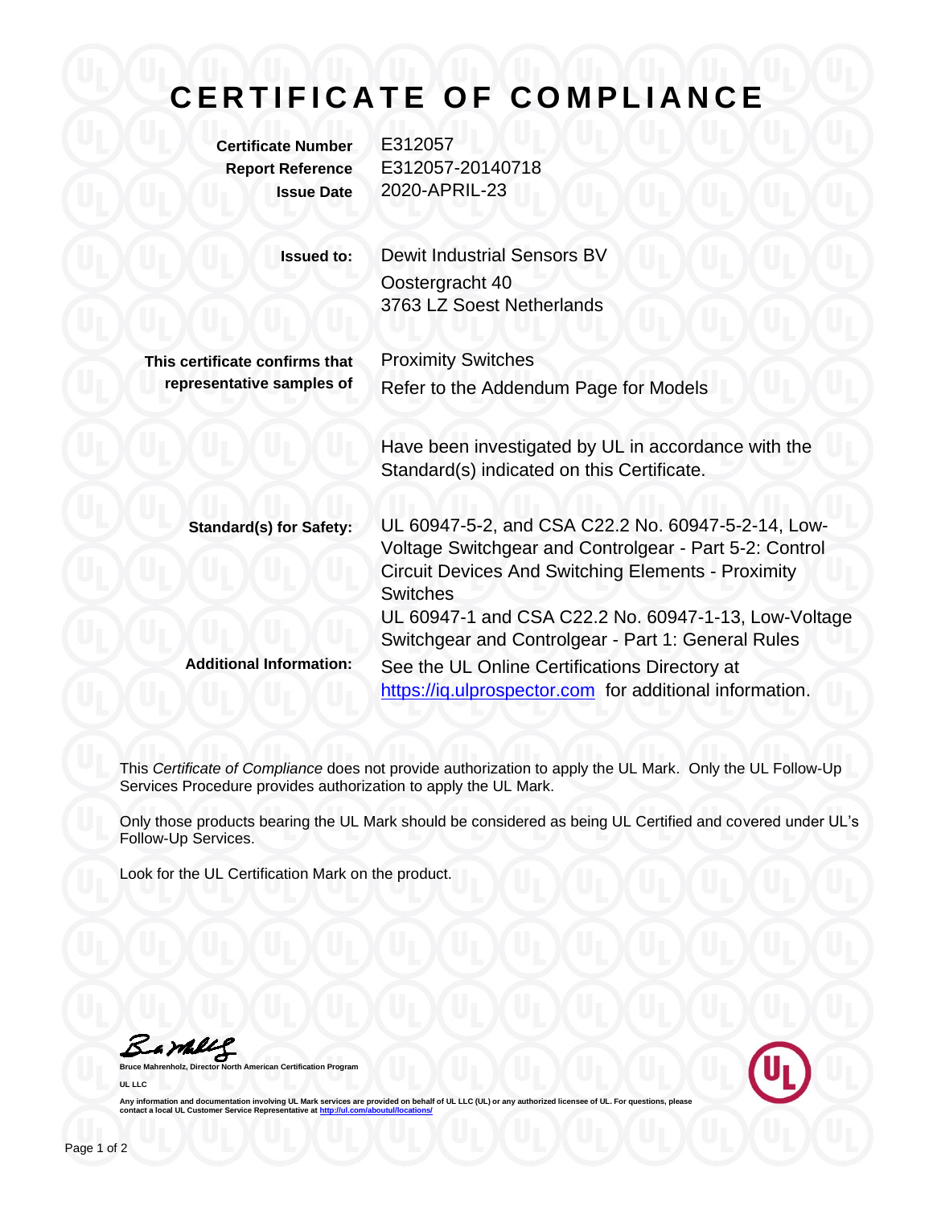# CERTIFICATE OF COMPLIANCE

**Certificate Number** E312057
**Report Reference** E312057-20140718
**Issue Date** 2020-APRIL-23

**Issued to:** Dewit Industrial Sensors BV
Oostergracht 40
3763 LZ Soest Netherlands

**This certificate confirms that representative samples of** Proximity Switches
Refer to the Addendum Page for Models

Have been investigated by UL in accordance with the Standard(s) indicated on this Certificate.

**Standard(s) for Safety:** UL 60947-5-2, and CSA C22.2 No. 60947-5-2-14, Low-Voltage Switchgear and Controlgear - Part 5-2: Control Circuit Devices And Switching Elements - Proximity Switches
UL 60947-1 and CSA C22.2 No. 60947-1-13, Low-Voltage Switchgear and Controlgear - Part 1: General Rules

**Additional Information:** See the UL Online Certifications Directory at https://iq.ulprospector.com for additional information.

This *Certificate of Compliance* does not provide authorization to apply the UL Mark. Only the UL Follow-Up Services Procedure provides authorization to apply the UL Mark.

Only those products bearing the UL Mark should be considered as being UL Certified and covered under UL's Follow-Up Services.

Look for the UL Certification Mark on the product.

**Bruce Mahrenholz, Director North American Certification Program**

**UL LLC**

Any information and documentation involving UL Mark services are provided on behalf of UL LLC (UL) or any authorized licensee of UL. For questions, please contact a local UL Customer Service Representative at http://ul.com/aboutul/locations/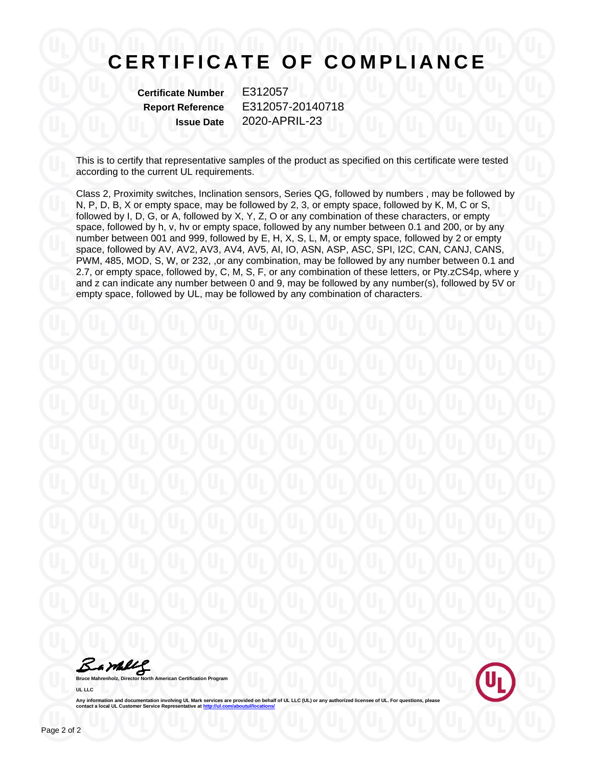# CERTIFICATE OF COMPLIANCE

**Certificate Number** E312057
**Report Reference** E312057-20140718
**Issue Date** 2020-APRIL-23

This is to certify that representative samples of the product as specified on this certificate were tested according to the current UL requirements.

Class 2, Proximity switches, Inclination sensors, Series QG, followed by numbers , may be followed by N, P, D, B, X or empty space, may be followed by 2, 3, or empty space, followed by K, M, C or S, followed by I, D, G, or A, followed by X, Y, Z, O or any combination of these characters, or empty space, followed by h, v, hv or empty space, followed by any number between 0.1 and 200, or by any number between 001 and 999, followed by E, H, X, S, L, M, or empty space, followed by 2 or empty space, followed by AV, AV2, AV3, AV4, AV5, AI, IO, ASN, ASP, ASC, SPI, I2C, CAN, CANJ, CANS, PWM, 485, MOD, S, W, or 232, ,or any combination, may be followed by any number between 0.1 and 2.7, or empty space, followed by, C, M, S, F, or any combination of these letters, or Pty.zCS4p, where y and z can indicate any number between 0 and 9, may be followed by any number(s), followed by 5V or empty space, followed by UL, may be followed by any combination of characters.

**Bruce Mahrenholz, Director North American Certification Program**

**UL LLC**

**Any information and documentation involving UL Mark services are provided on behalf of UL LLC (UL) or any authorized licensee of UL. For questions, please contact a local UL Customer Service Representative at http://ul.com/aboutul/locations/**